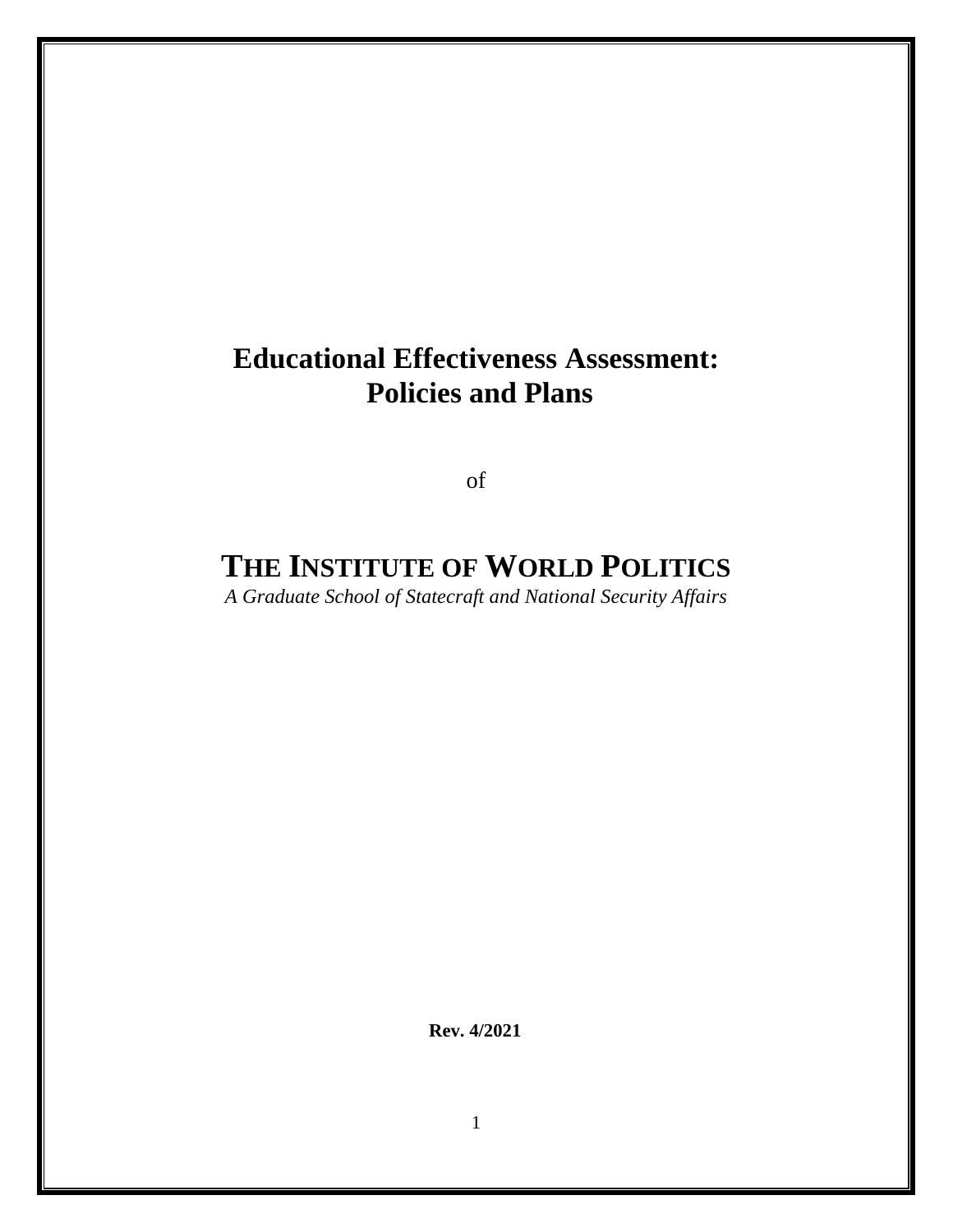# Educational Effectiveness Assessment: Policies and Plans

of

# THE INSTITUTE OF WORLD POLITICS

*A Graduate School of Statecraft and National Security Affairs*

**Rev. 4/2021**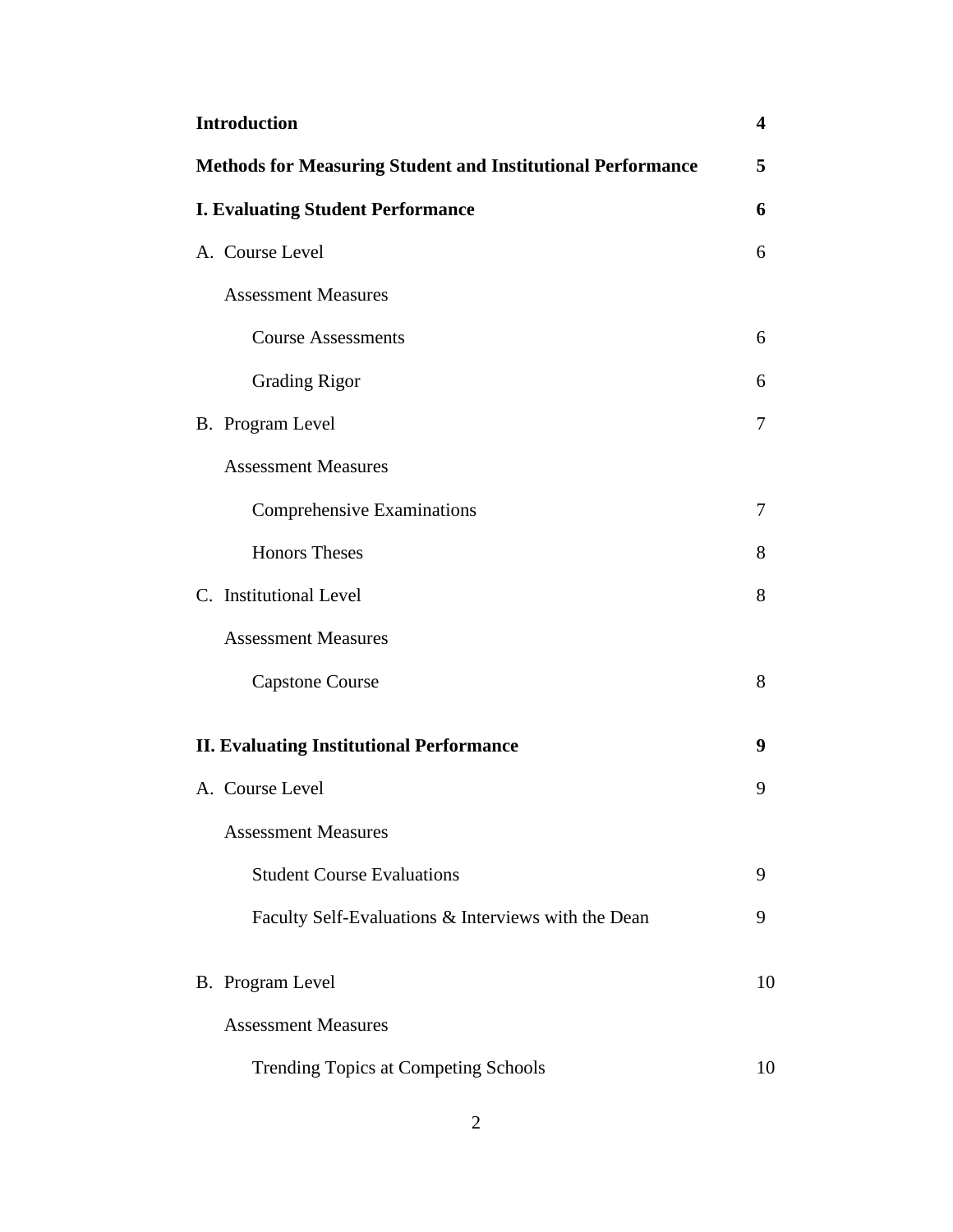| | |
|---|---|
| **Introduction** | **4** |
| **Methods for Measuring Student and Institutional Performance** | **5** |
| **I. Evaluating Student Performance** | **6** |
| A. Course Level | 6 |
| Assessment Measures | |
| Course Assessments | 6 |
| Grading Rigor | 6 |
| B. Program Level | 7 |
| Assessment Measures | |
| Comprehensive Examinations | 7 |
| Honors Theses | 8 |
| C. Institutional Level | 8 |
| Assessment Measures | |
| Capstone Course | 8 |
| **II. Evaluating Institutional Performance** | **9** |
| A. Course Level | 9 |
| Assessment Measures | |
| Student Course Evaluations | 9 |
| Faculty Self-Evaluations & Interviews with the Dean | 9 |
| B. Program Level | 10 |
| Assessment Measures | |
| Trending Topics at Competing Schools | 10 |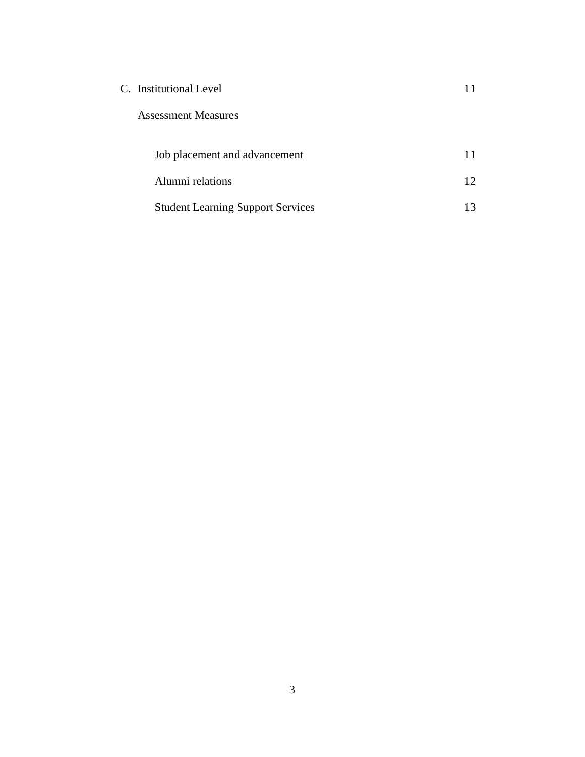C. Institutional Level 11

Assessment Measures

Job placement and advancement 11

Alumni relations 12

Student Learning Support Services 13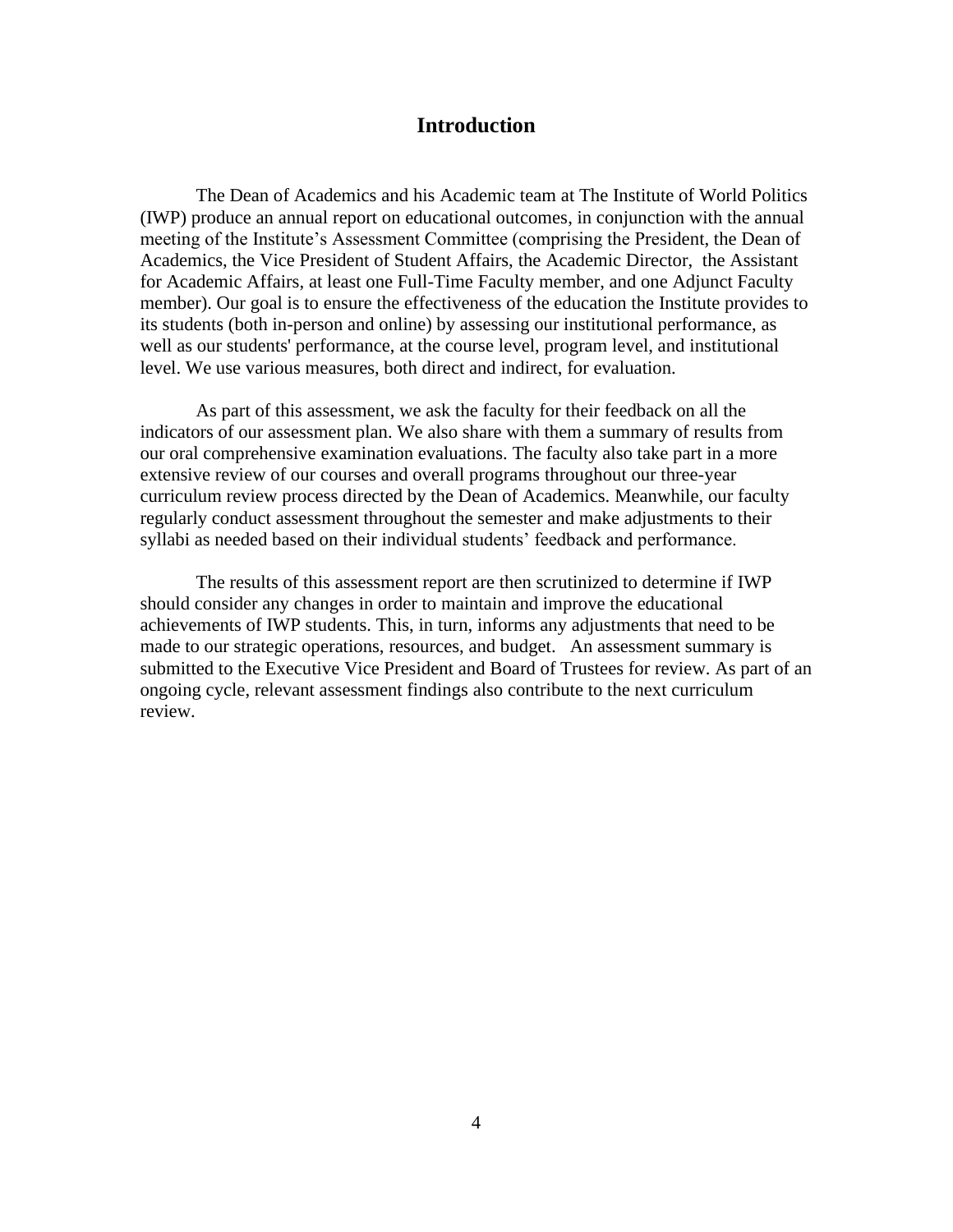# Introduction

The Dean of Academics and his Academic team at The Institute of World Politics (IWP) produce an annual report on educational outcomes, in conjunction with the annual meeting of the Institute's Assessment Committee (comprising the President, the Dean of Academics, the Vice President of Student Affairs, the Academic Director, the Assistant for Academic Affairs, at least one Full-Time Faculty member, and one Adjunct Faculty member). Our goal is to ensure the effectiveness of the education the Institute provides to its students (both in-person and online) by assessing our institutional performance, as well as our students' performance, at the course level, program level, and institutional level. We use various measures, both direct and indirect, for evaluation.

As part of this assessment, we ask the faculty for their feedback on all the indicators of our assessment plan. We also share with them a summary of results from our oral comprehensive examination evaluations. The faculty also take part in a more extensive review of our courses and overall programs throughout our three-year curriculum review process directed by the Dean of Academics. Meanwhile, our faculty regularly conduct assessment throughout the semester and make adjustments to their syllabi as needed based on their individual students' feedback and performance.

The results of this assessment report are then scrutinized to determine if IWP should consider any changes in order to maintain and improve the educational achievements of IWP students. This, in turn, informs any adjustments that need to be made to our strategic operations, resources, and budget. An assessment summary is submitted to the Executive Vice President and Board of Trustees for review. As part of an ongoing cycle, relevant assessment findings also contribute to the next curriculum review.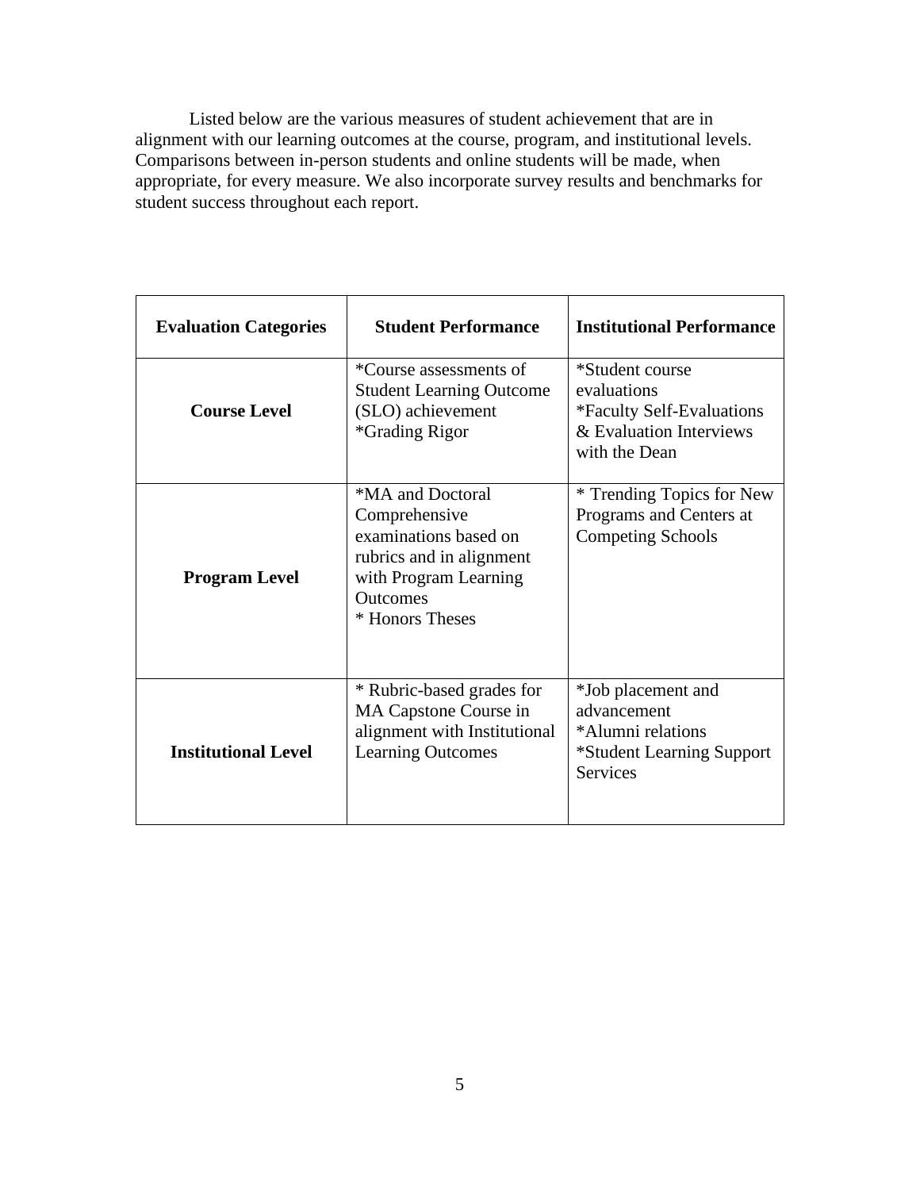Listed below are the various measures of student achievement that are in alignment with our learning outcomes at the course, program, and institutional levels. Comparisons between in-person students and online students will be made, when appropriate, for every measure. We also incorporate survey results and benchmarks for student success throughout each report.

| **Evaluation Categories** | **Student Performance** | **Institutional Performance** |
|---|---|---|
| **Course Level** | *Course assessments of Student Learning Outcome (SLO) achievement<br>*Grading Rigor | *Student course evaluations<br>*Faculty Self-Evaluations & Evaluation Interviews with the Dean |
| **Program Level** | *MA and Doctoral Comprehensive examinations based on rubrics and in alignment with Program Learning Outcomes<br>* Honors Theses | * Trending Topics for New Programs and Centers at Competing Schools |
| **Institutional Level** | * Rubric-based grades for MA Capstone Course in alignment with Institutional Learning Outcomes | *Job placement and advancement<br>*Alumni relations<br>*Student Learning Support Services |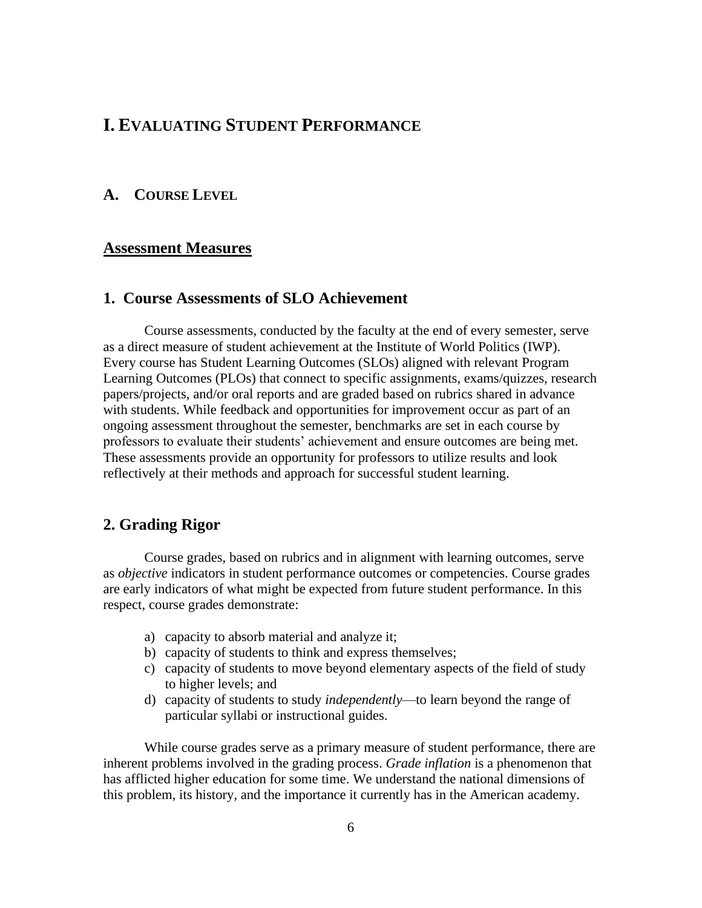# I. Evaluating Student Performance

## A. Course Level

### Assessment Measures

### 1. Course Assessments of SLO Achievement

Course assessments, conducted by the faculty at the end of every semester, serve as a direct measure of student achievement at the Institute of World Politics (IWP). Every course has Student Learning Outcomes (SLOs) aligned with relevant Program Learning Outcomes (PLOs) that connect to specific assignments, exams/quizzes, research papers/projects, and/or oral reports and are graded based on rubrics shared in advance with students. While feedback and opportunities for improvement occur as part of an ongoing assessment throughout the semester, benchmarks are set in each course by professors to evaluate their students' achievement and ensure outcomes are being met. These assessments provide an opportunity for professors to utilize results and look reflectively at their methods and approach for successful student learning.

### 2. Grading Rigor

Course grades, based on rubrics and in alignment with learning outcomes, serve as *objective* indicators in student performance outcomes or competencies. Course grades are early indicators of what might be expected from future student performance. In this respect, course grades demonstrate:

a) capacity to absorb material and analyze it;
b) capacity of students to think and express themselves;
c) capacity of students to move beyond elementary aspects of the field of study to higher levels; and
d) capacity of students to study *independently*—to learn beyond the range of particular syllabi or instructional guides.

While course grades serve as a primary measure of student performance, there are inherent problems involved in the grading process. *Grade inflation* is a phenomenon that has afflicted higher education for some time. We understand the national dimensions of this problem, its history, and the importance it currently has in the American academy.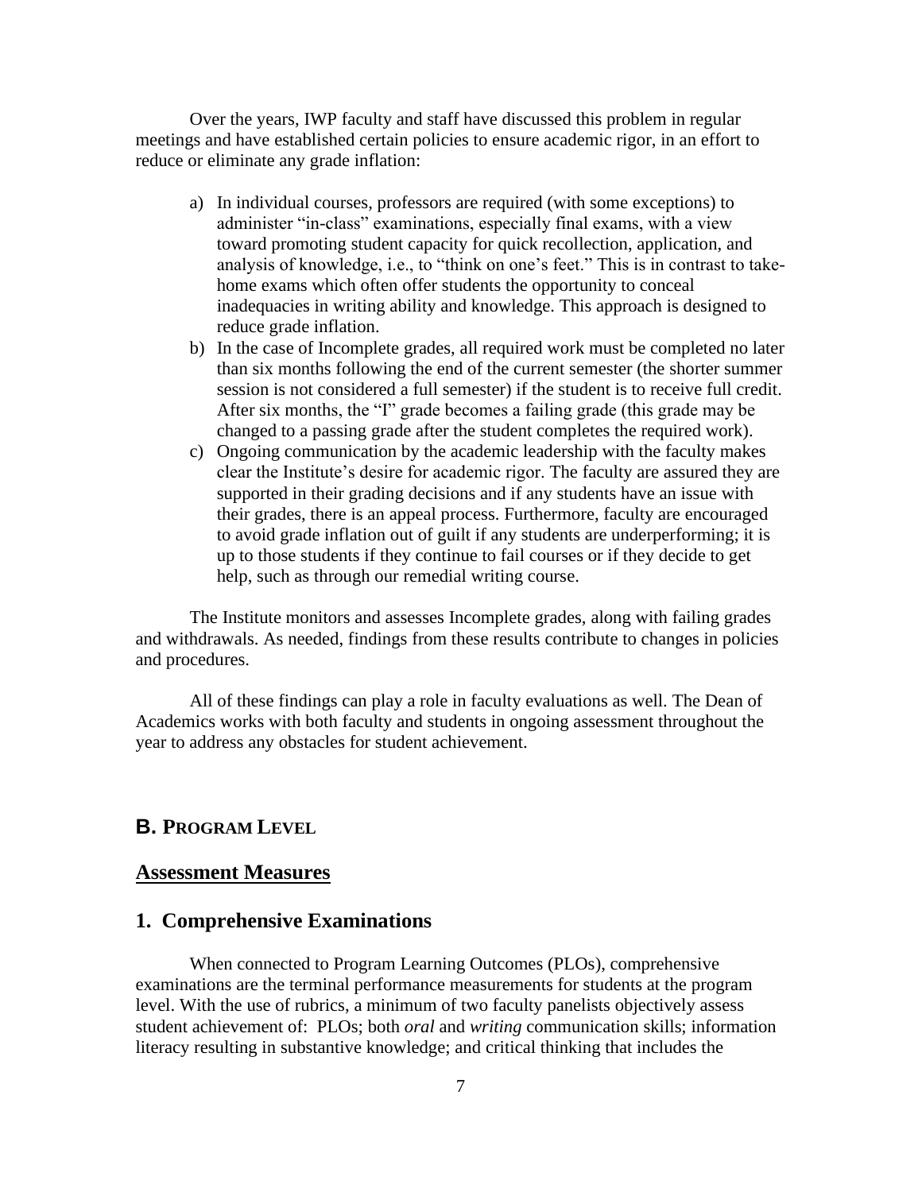Over the years, IWP faculty and staff have discussed this problem in regular meetings and have established certain policies to ensure academic rigor, in an effort to reduce or eliminate any grade inflation:

a) In individual courses, professors are required (with some exceptions) to administer "in-class" examinations, especially final exams, with a view toward promoting student capacity for quick recollection, application, and analysis of knowledge, i.e., to "think on one's feet." This is in contrast to take-home exams which often offer students the opportunity to conceal inadequacies in writing ability and knowledge. This approach is designed to reduce grade inflation.
b) In the case of Incomplete grades, all required work must be completed no later than six months following the end of the current semester (the shorter summer session is not considered a full semester) if the student is to receive full credit. After six months, the "I" grade becomes a failing grade (this grade may be changed to a passing grade after the student completes the required work).
c) Ongoing communication by the academic leadership with the faculty makes clear the Institute's desire for academic rigor. The faculty are assured they are supported in their grading decisions and if any students have an issue with their grades, there is an appeal process. Furthermore, faculty are encouraged to avoid grade inflation out of guilt if any students are underperforming; it is up to those students if they continue to fail courses or if they decide to get help, such as through our remedial writing course.

The Institute monitors and assesses Incomplete grades, along with failing grades and withdrawals. As needed, findings from these results contribute to changes in policies and procedures.

All of these findings can play a role in faculty evaluations as well. The Dean of Academics works with both faculty and students in ongoing assessment throughout the year to address any obstacles for student achievement.

## B. Program Level

## Assessment Measures

### 1. Comprehensive Examinations

When connected to Program Learning Outcomes (PLOs), comprehensive examinations are the terminal performance measurements for students at the program level. With the use of rubrics, a minimum of two faculty panelists objectively assess student achievement of: PLOs; both *oral* and *writing* communication skills; information literacy resulting in substantive knowledge; and critical thinking that includes the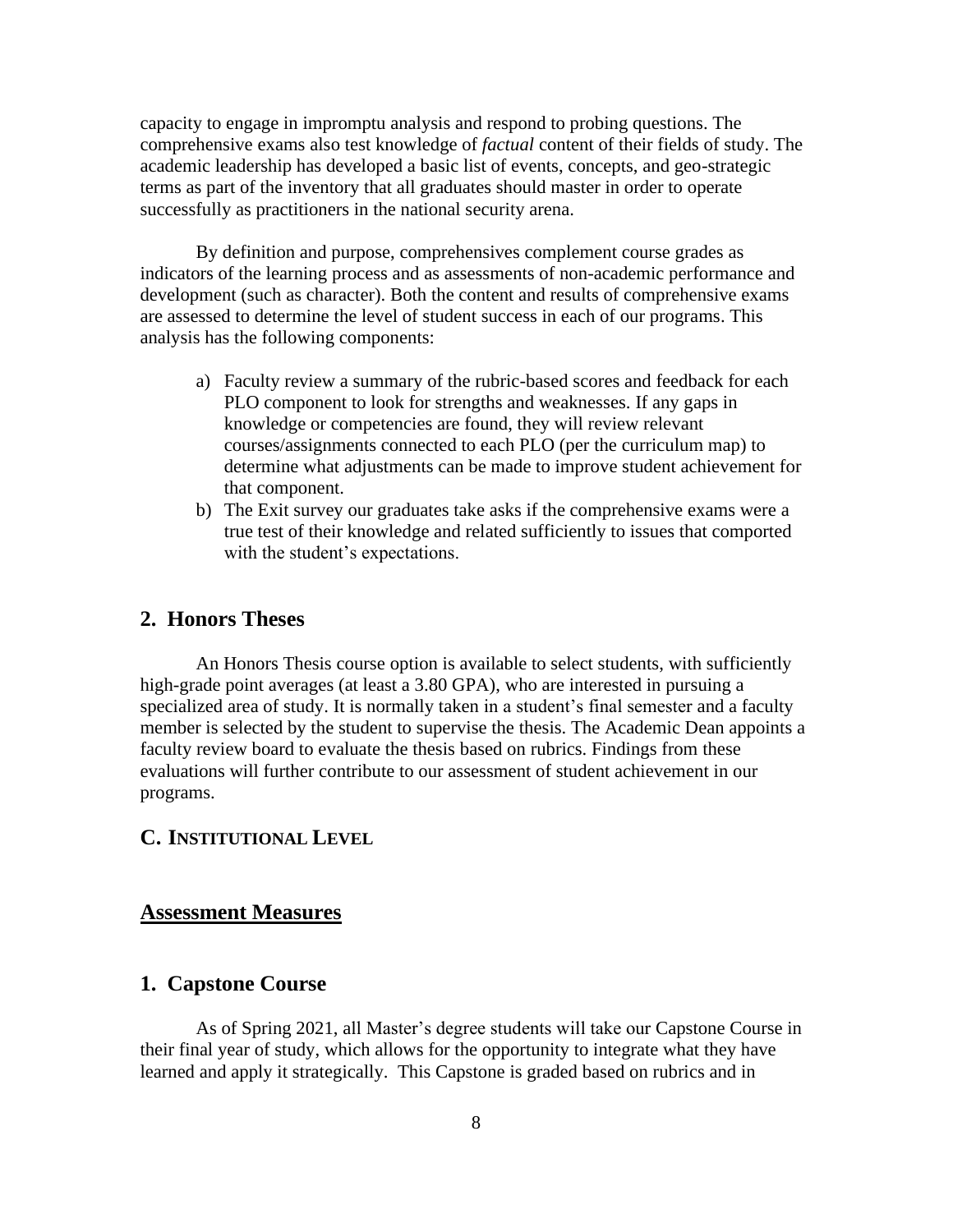capacity to engage in impromptu analysis and respond to probing questions. The comprehensive exams also test knowledge of *factual* content of their fields of study. The academic leadership has developed a basic list of events, concepts, and geo-strategic terms as part of the inventory that all graduates should master in order to operate successfully as practitioners in the national security arena.

By definition and purpose, comprehensives complement course grades as indicators of the learning process and as assessments of non-academic performance and development (such as character). Both the content and results of comprehensive exams are assessed to determine the level of student success in each of our programs. This analysis has the following components:

a) Faculty review a summary of the rubric-based scores and feedback for each PLO component to look for strengths and weaknesses. If any gaps in knowledge or competencies are found, they will review relevant courses/assignments connected to each PLO (per the curriculum map) to determine what adjustments can be made to improve student achievement for that component.
b) The Exit survey our graduates take asks if the comprehensive exams were a true test of their knowledge and related sufficiently to issues that comported with the student's expectations.

### 2. Honors Theses

An Honors Thesis course option is available to select students, with sufficiently high-grade point averages (at least a 3.80 GPA), who are interested in pursuing a specialized area of study. It is normally taken in a student's final semester and a faculty member is selected by the student to supervise the thesis. The Academic Dean appoints a faculty review board to evaluate the thesis based on rubrics. Findings from these evaluations will further contribute to our assessment of student achievement in our programs.

## C. Institutional Level

## Assessment Measures

### 1. Capstone Course

As of Spring 2021, all Master's degree students will take our Capstone Course in their final year of study, which allows for the opportunity to integrate what they have learned and apply it strategically. This Capstone is graded based on rubrics and in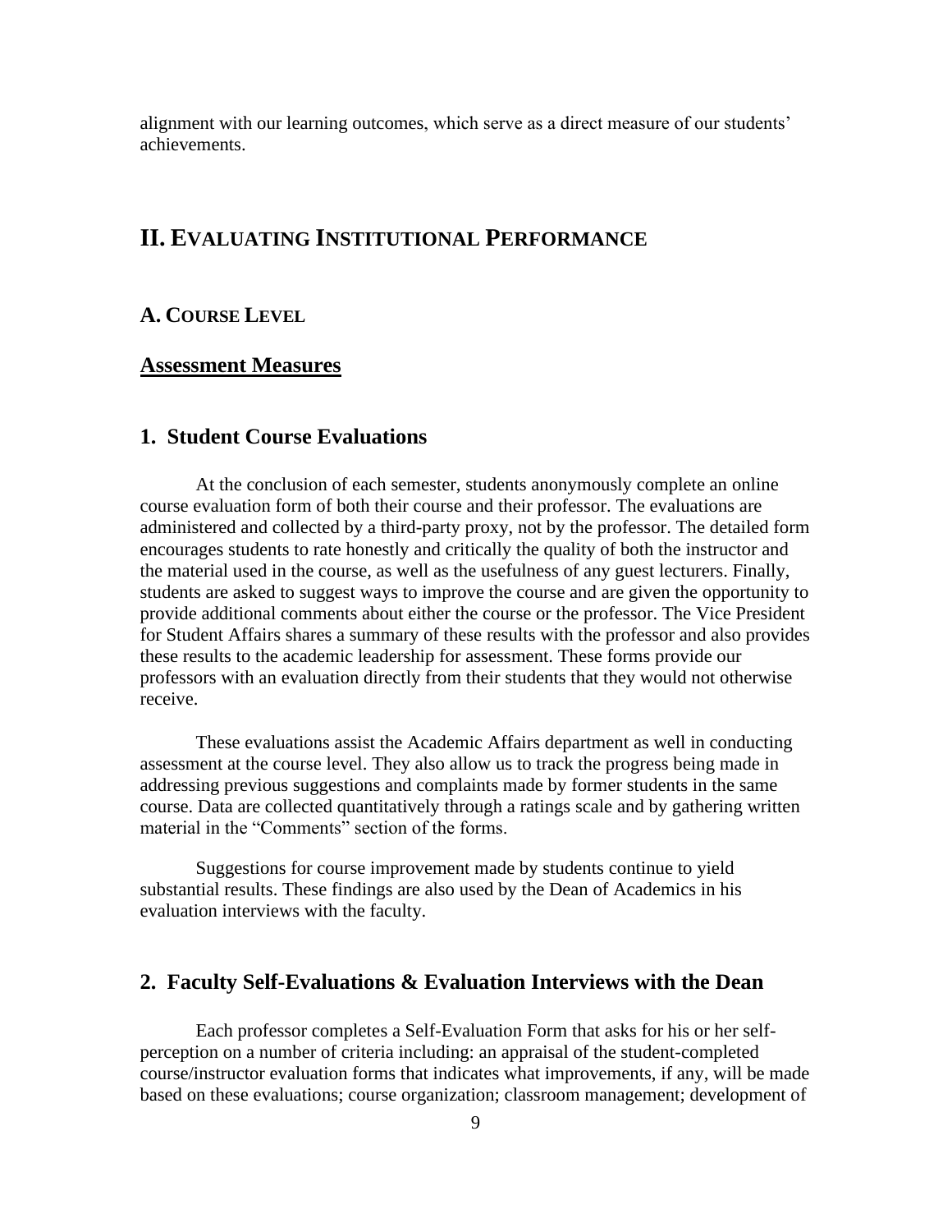alignment with our learning outcomes, which serve as a direct measure of our students' achievements.

# II. Evaluating Institutional Performance

## A. Course Level

## Assessment Measures

### 1. Student Course Evaluations

At the conclusion of each semester, students anonymously complete an online course evaluation form of both their course and their professor. The evaluations are administered and collected by a third-party proxy, not by the professor. The detailed form encourages students to rate honestly and critically the quality of both the instructor and the material used in the course, as well as the usefulness of any guest lecturers. Finally, students are asked to suggest ways to improve the course and are given the opportunity to provide additional comments about either the course or the professor. The Vice President for Student Affairs shares a summary of these results with the professor and also provides these results to the academic leadership for assessment. These forms provide our professors with an evaluation directly from their students that they would not otherwise receive.

These evaluations assist the Academic Affairs department as well in conducting assessment at the course level. They also allow us to track the progress being made in addressing previous suggestions and complaints made by former students in the same course. Data are collected quantitatively through a ratings scale and by gathering written material in the "Comments" section of the forms.

Suggestions for course improvement made by students continue to yield substantial results. These findings are also used by the Dean of Academics in his evaluation interviews with the faculty.

### 2. Faculty Self-Evaluations & Evaluation Interviews with the Dean

Each professor completes a Self-Evaluation Form that asks for his or her self-perception on a number of criteria including: an appraisal of the student-completed course/instructor evaluation forms that indicates what improvements, if any, will be made based on these evaluations; course organization; classroom management; development of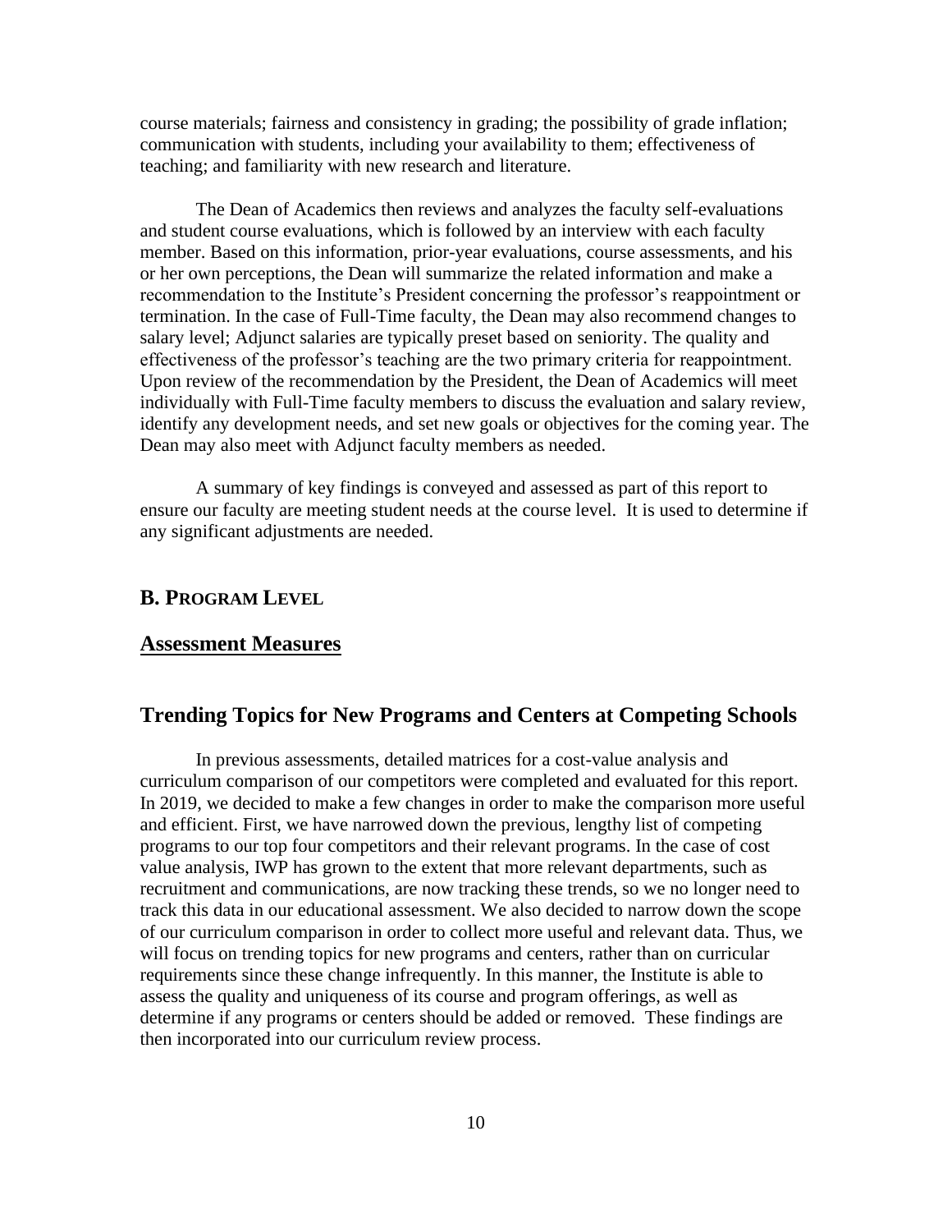course materials; fairness and consistency in grading; the possibility of grade inflation; communication with students, including your availability to them; effectiveness of teaching; and familiarity with new research and literature.

The Dean of Academics then reviews and analyzes the faculty self-evaluations and student course evaluations, which is followed by an interview with each faculty member. Based on this information, prior-year evaluations, course assessments, and his or her own perceptions, the Dean will summarize the related information and make a recommendation to the Institute's President concerning the professor's reappointment or termination. In the case of Full-Time faculty, the Dean may also recommend changes to salary level; Adjunct salaries are typically preset based on seniority. The quality and effectiveness of the professor's teaching are the two primary criteria for reappointment. Upon review of the recommendation by the President, the Dean of Academics will meet individually with Full-Time faculty members to discuss the evaluation and salary review, identify any development needs, and set new goals or objectives for the coming year. The Dean may also meet with Adjunct faculty members as needed.

A summary of key findings is conveyed and assessed as part of this report to ensure our faculty are meeting student needs at the course level. It is used to determine if any significant adjustments are needed.

## B. Program Level

## Assessment Measures

## Trending Topics for New Programs and Centers at Competing Schools

In previous assessments, detailed matrices for a cost-value analysis and curriculum comparison of our competitors were completed and evaluated for this report. In 2019, we decided to make a few changes in order to make the comparison more useful and efficient. First, we have narrowed down the previous, lengthy list of competing programs to our top four competitors and their relevant programs. In the case of cost value analysis, IWP has grown to the extent that more relevant departments, such as recruitment and communications, are now tracking these trends, so we no longer need to track this data in our educational assessment. We also decided to narrow down the scope of our curriculum comparison in order to collect more useful and relevant data. Thus, we will focus on trending topics for new programs and centers, rather than on curricular requirements since these change infrequently. In this manner, the Institute is able to assess the quality and uniqueness of its course and program offerings, as well as determine if any programs or centers should be added or removed. These findings are then incorporated into our curriculum review process.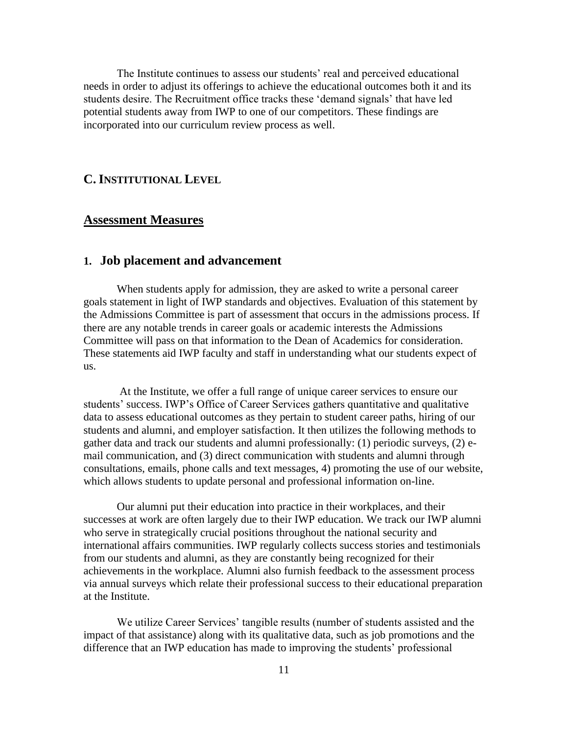The Institute continues to assess our students' real and perceived educational needs in order to adjust its offerings to achieve the educational outcomes both it and its students desire. The Recruitment office tracks these 'demand signals' that have led potential students away from IWP to one of our competitors. These findings are incorporated into our curriculum review process as well.

## C. INSTITUTIONAL LEVEL

## Assessment Measures

### 1. Job placement and advancement

When students apply for admission, they are asked to write a personal career goals statement in light of IWP standards and objectives. Evaluation of this statement by the Admissions Committee is part of assessment that occurs in the admissions process. If there are any notable trends in career goals or academic interests the Admissions Committee will pass on that information to the Dean of Academics for consideration. These statements aid IWP faculty and staff in understanding what our students expect of us.

At the Institute, we offer a full range of unique career services to ensure our students' success. IWP's Office of Career Services gathers quantitative and qualitative data to assess educational outcomes as they pertain to student career paths, hiring of our students and alumni, and employer satisfaction. It then utilizes the following methods to gather data and track our students and alumni professionally: (1) periodic surveys, (2) e-mail communication, and (3) direct communication with students and alumni through consultations, emails, phone calls and text messages, 4) promoting the use of our website, which allows students to update personal and professional information on-line.

Our alumni put their education into practice in their workplaces, and their successes at work are often largely due to their IWP education. We track our IWP alumni who serve in strategically crucial positions throughout the national security and international affairs communities. IWP regularly collects success stories and testimonials from our students and alumni, as they are constantly being recognized for their achievements in the workplace. Alumni also furnish feedback to the assessment process via annual surveys which relate their professional success to their educational preparation at the Institute.

We utilize Career Services' tangible results (number of students assisted and the impact of that assistance) along with its qualitative data, such as job promotions and the difference that an IWP education has made to improving the students' professional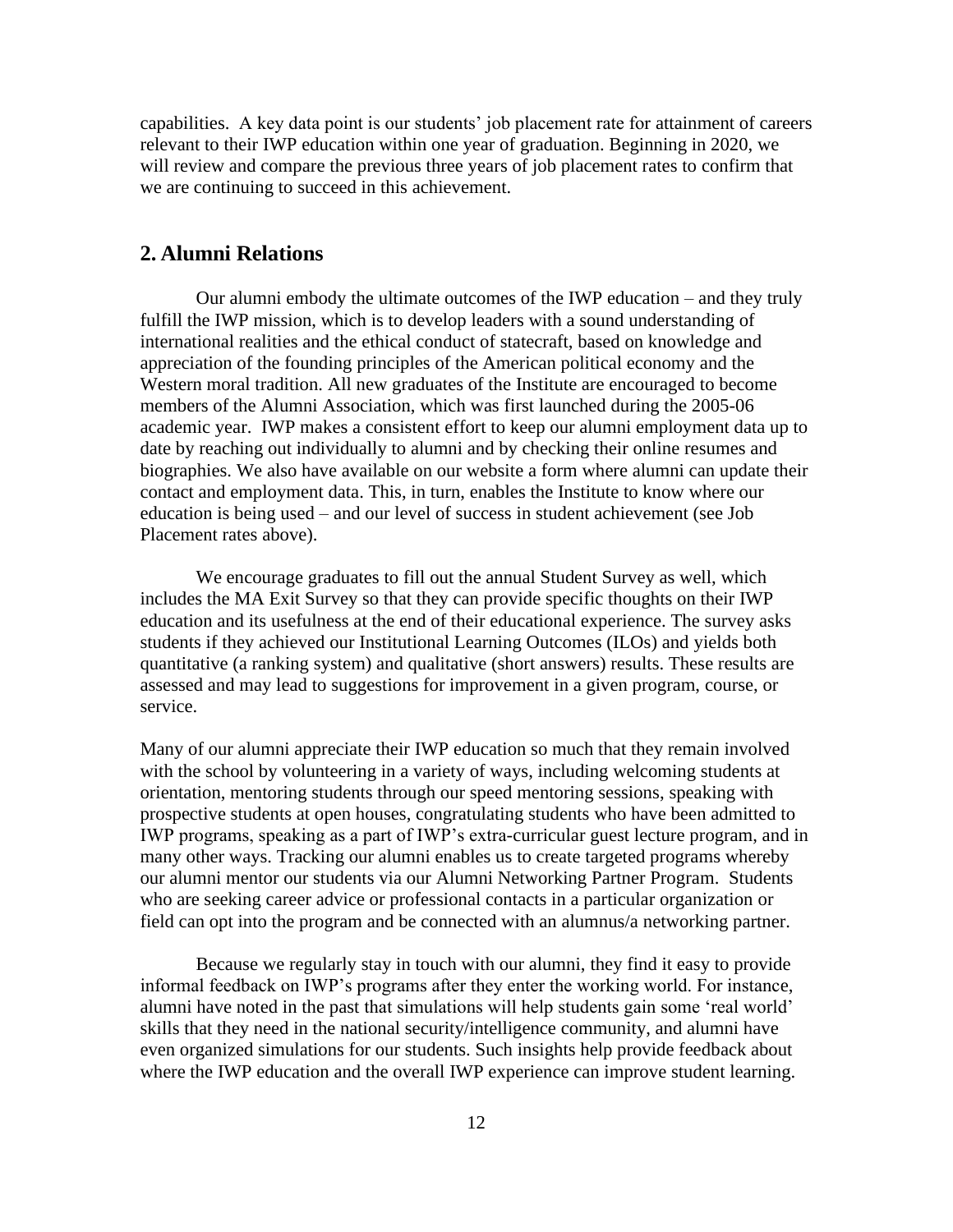capabilities. A key data point is our students' job placement rate for attainment of careers relevant to their IWP education within one year of graduation. Beginning in 2020, we will review and compare the previous three years of job placement rates to confirm that we are continuing to succeed in this achievement.

## 2. Alumni Relations

Our alumni embody the ultimate outcomes of the IWP education – and they truly fulfill the IWP mission, which is to develop leaders with a sound understanding of international realities and the ethical conduct of statecraft, based on knowledge and appreciation of the founding principles of the American political economy and the Western moral tradition. All new graduates of the Institute are encouraged to become members of the Alumni Association, which was first launched during the 2005-06 academic year. IWP makes a consistent effort to keep our alumni employment data up to date by reaching out individually to alumni and by checking their online resumes and biographies. We also have available on our website a form where alumni can update their contact and employment data. This, in turn, enables the Institute to know where our education is being used – and our level of success in student achievement (see Job Placement rates above).

We encourage graduates to fill out the annual Student Survey as well, which includes the MA Exit Survey so that they can provide specific thoughts on their IWP education and its usefulness at the end of their educational experience. The survey asks students if they achieved our Institutional Learning Outcomes (ILOs) and yields both quantitative (a ranking system) and qualitative (short answers) results. These results are assessed and may lead to suggestions for improvement in a given program, course, or service.

Many of our alumni appreciate their IWP education so much that they remain involved with the school by volunteering in a variety of ways, including welcoming students at orientation, mentoring students through our speed mentoring sessions, speaking with prospective students at open houses, congratulating students who have been admitted to IWP programs, speaking as a part of IWP's extra-curricular guest lecture program, and in many other ways. Tracking our alumni enables us to create targeted programs whereby our alumni mentor our students via our Alumni Networking Partner Program. Students who are seeking career advice or professional contacts in a particular organization or field can opt into the program and be connected with an alumnus/a networking partner.

Because we regularly stay in touch with our alumni, they find it easy to provide informal feedback on IWP's programs after they enter the working world. For instance, alumni have noted in the past that simulations will help students gain some 'real world' skills that they need in the national security/intelligence community, and alumni have even organized simulations for our students. Such insights help provide feedback about where the IWP education and the overall IWP experience can improve student learning.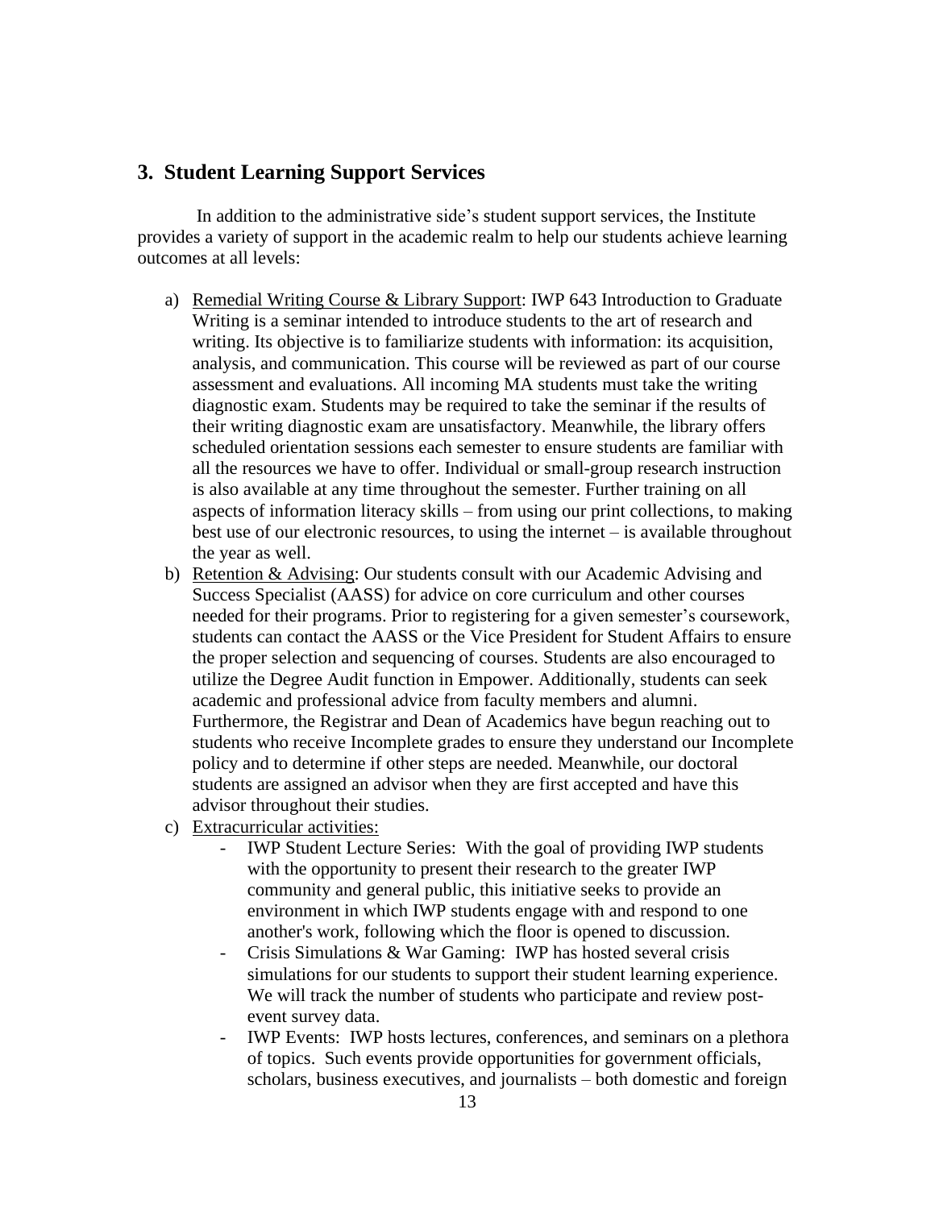## 3. Student Learning Support Services

In addition to the administrative side's student support services, the Institute provides a variety of support in the academic realm to help our students achieve learning outcomes at all levels:

a) <u>Remedial Writing Course & Library Support</u>: IWP 643 Introduction to Graduate Writing is a seminar intended to introduce students to the art of research and writing. Its objective is to familiarize students with information: its acquisition, analysis, and communication. This course will be reviewed as part of our course assessment and evaluations. All incoming MA students must take the writing diagnostic exam. Students may be required to take the seminar if the results of their writing diagnostic exam are unsatisfactory. Meanwhile, the library offers scheduled orientation sessions each semester to ensure students are familiar with all the resources we have to offer. Individual or small-group research instruction is also available at any time throughout the semester. Further training on all aspects of information literacy skills – from using our print collections, to making best use of our electronic resources, to using the internet – is available throughout the year as well.

b) <u>Retention & Advising</u>: Our students consult with our Academic Advising and Success Specialist (AASS) for advice on core curriculum and other courses needed for their programs. Prior to registering for a given semester's coursework, students can contact the AASS or the Vice President for Student Affairs to ensure the proper selection and sequencing of courses. Students are also encouraged to utilize the Degree Audit function in Empower. Additionally, students can seek academic and professional advice from faculty members and alumni. Furthermore, the Registrar and Dean of Academics have begun reaching out to students who receive Incomplete grades to ensure they understand our Incomplete policy and to determine if other steps are needed. Meanwhile, our doctoral students are assigned an advisor when they are first accepted and have this advisor throughout their studies.

c) <u>Extracurricular activities:</u>
   - IWP Student Lecture Series: With the goal of providing IWP students with the opportunity to present their research to the greater IWP community and general public, this initiative seeks to provide an environment in which IWP students engage with and respond to one another's work, following which the floor is opened to discussion.
   - Crisis Simulations & War Gaming: IWP has hosted several crisis simulations for our students to support their student learning experience. We will track the number of students who participate and review post-event survey data.
   - IWP Events: IWP hosts lectures, conferences, and seminars on a plethora of topics. Such events provide opportunities for government officials, scholars, business executives, and journalists – both domestic and foreign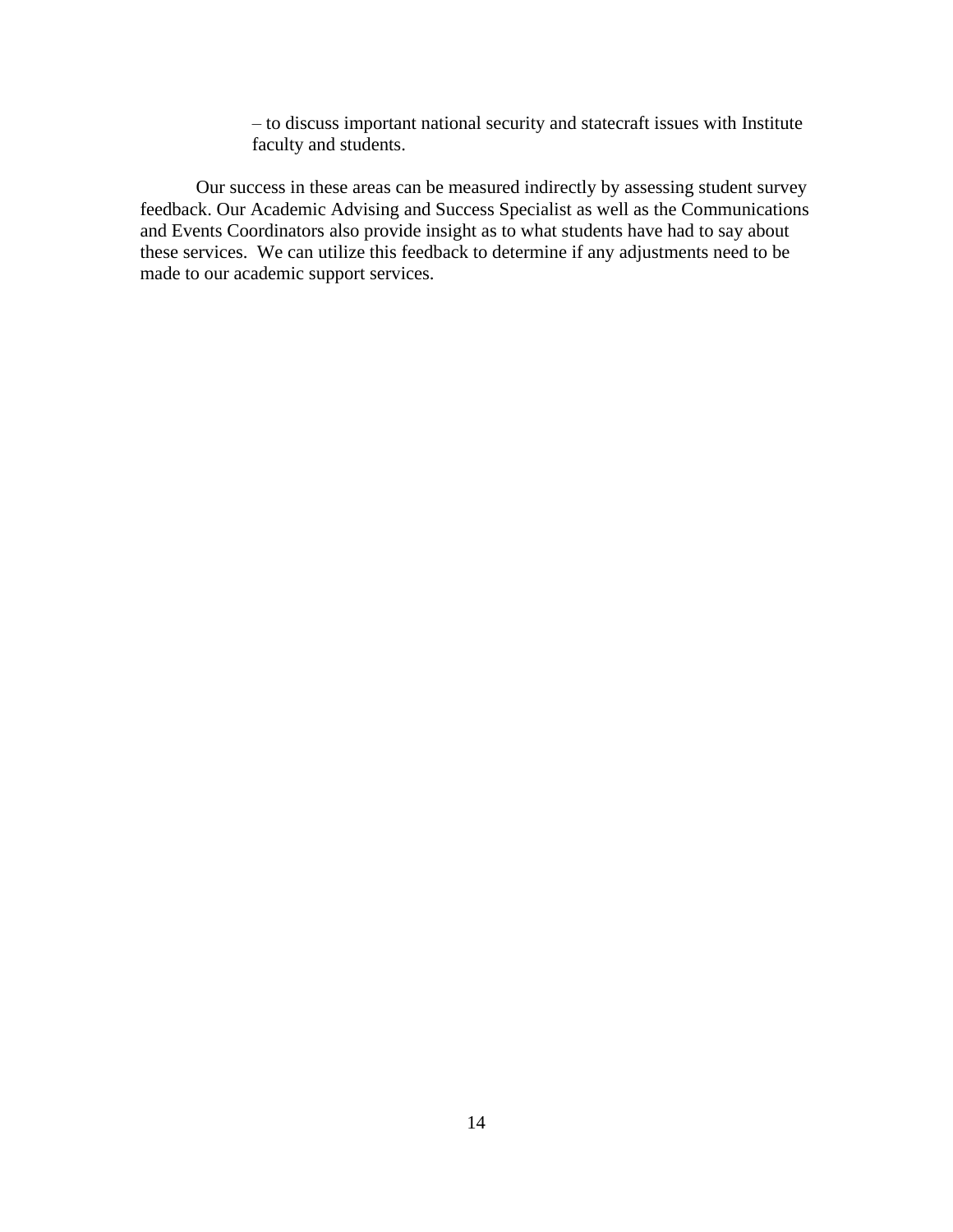– to discuss important national security and statecraft issues with Institute faculty and students.

Our success in these areas can be measured indirectly by assessing student survey feedback. Our Academic Advising and Success Specialist as well as the Communications and Events Coordinators also provide insight as to what students have had to say about these services. We can utilize this feedback to determine if any adjustments need to be made to our academic support services.